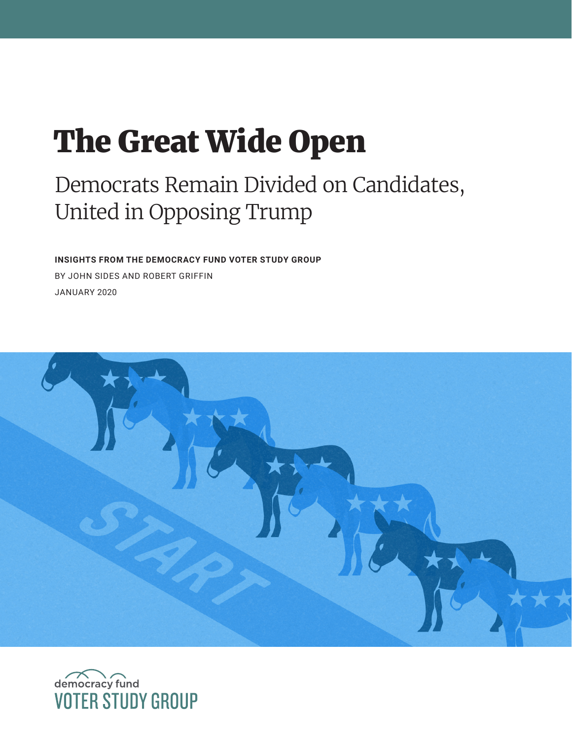# The Great Wide Open

## Democrats Remain Divided on Candidates, United in Opposing Trump

**INSIGHTS FROM THE DEMOCRACY FUND VOTER STUDY GROUP**

BY JOHN SIDES AND ROBERT GRIFFIN

JANUARY 2020

democracy fund
VOTER STUDY GROUP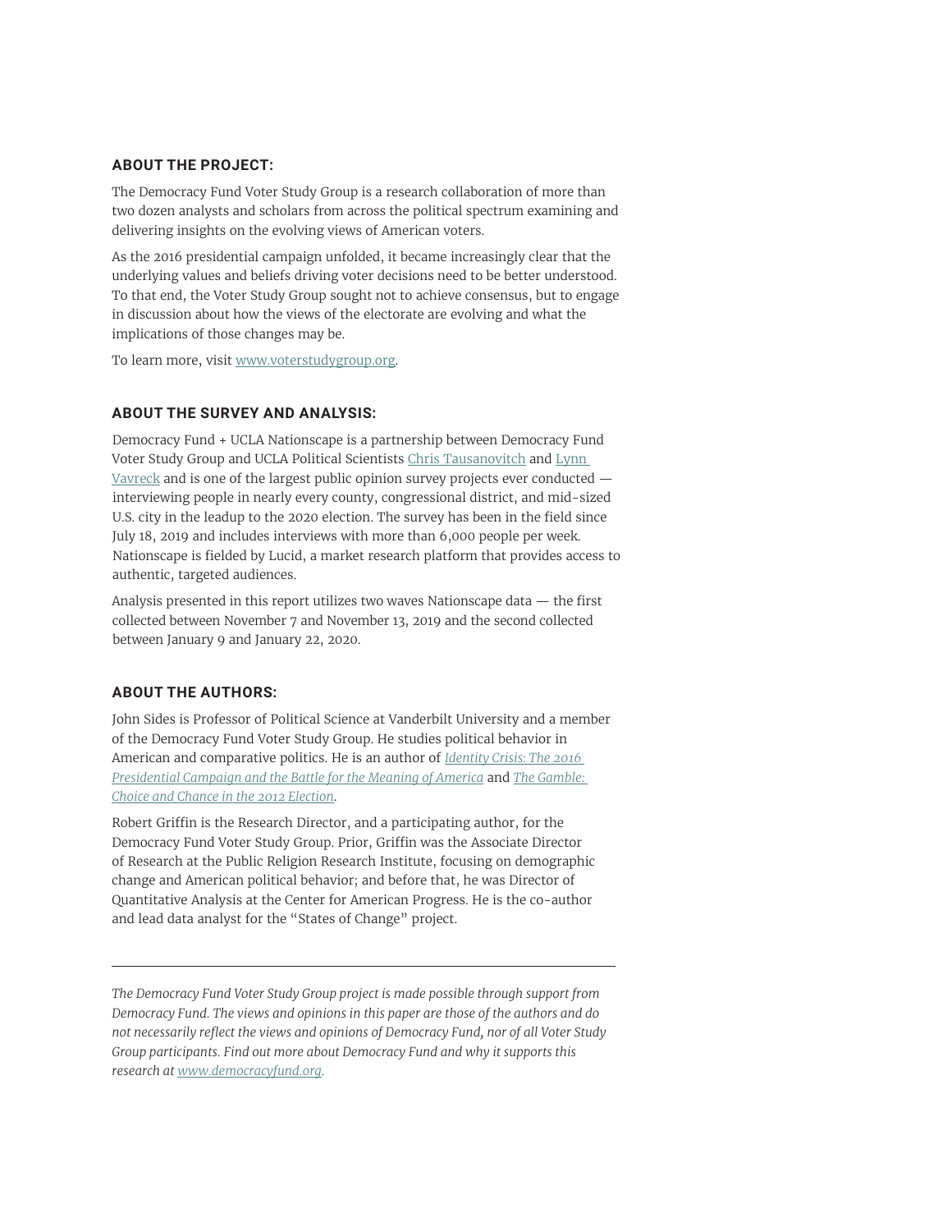## ABOUT THE PROJECT:

The Democracy Fund Voter Study Group is a research collaboration of more than two dozen analysts and scholars from across the political spectrum examining and delivering insights on the evolving views of American voters.

As the 2016 presidential campaign unfolded, it became increasingly clear that the underlying values and beliefs driving voter decisions need to be better understood. To that end, the Voter Study Group sought not to achieve consensus, but to engage in discussion about how the views of the electorate are evolving and what the implications of those changes may be.

To learn more, visit [www.voterstudygroup.org](www.voterstudygroup.org).

## ABOUT THE SURVEY AND ANALYSIS:

Democracy Fund + UCLA Nationscape is a partnership between Democracy Fund Voter Study Group and UCLA Political Scientists Chris Tausanovitch and Lynn Vavreck and is one of the largest public opinion survey projects ever conducted — interviewing people in nearly every county, congressional district, and mid-sized U.S. city in the leadup to the 2020 election. The survey has been in the field since July 18, 2019 and includes interviews with more than 6,000 people per week. Nationscape is fielded by Lucid, a market research platform that provides access to authentic, targeted audiences.

Analysis presented in this report utilizes two waves Nationscape data — the first collected between November 7 and November 13, 2019 and the second collected between January 9 and January 22, 2020.

## ABOUT THE AUTHORS:

John Sides is Professor of Political Science at Vanderbilt University and a member of the Democracy Fund Voter Study Group. He studies political behavior in American and comparative politics. He is an author of *Identity Crisis: The 2016 Presidential Campaign and the Battle for the Meaning of America* and *The Gamble: Choice and Chance in the 2012 Election*.

Robert Griffin is the Research Director, and a participating author, for the Democracy Fund Voter Study Group. Prior, Griffin was the Associate Director of Research at the Public Religion Research Institute, focusing on demographic change and American political behavior; and before that, he was Director of Quantitative Analysis at the Center for American Progress. He is the co-author and lead data analyst for the "States of Change" project.

---

*The Democracy Fund Voter Study Group project is made possible through support from Democracy Fund. The views and opinions in this paper are those of the authors and do not necessarily reflect the views and opinions of Democracy Fund, nor of all Voter Study Group participants. Find out more about Democracy Fund and why it supports this research at [www.democracyfund.org](www.democracyfund.org).*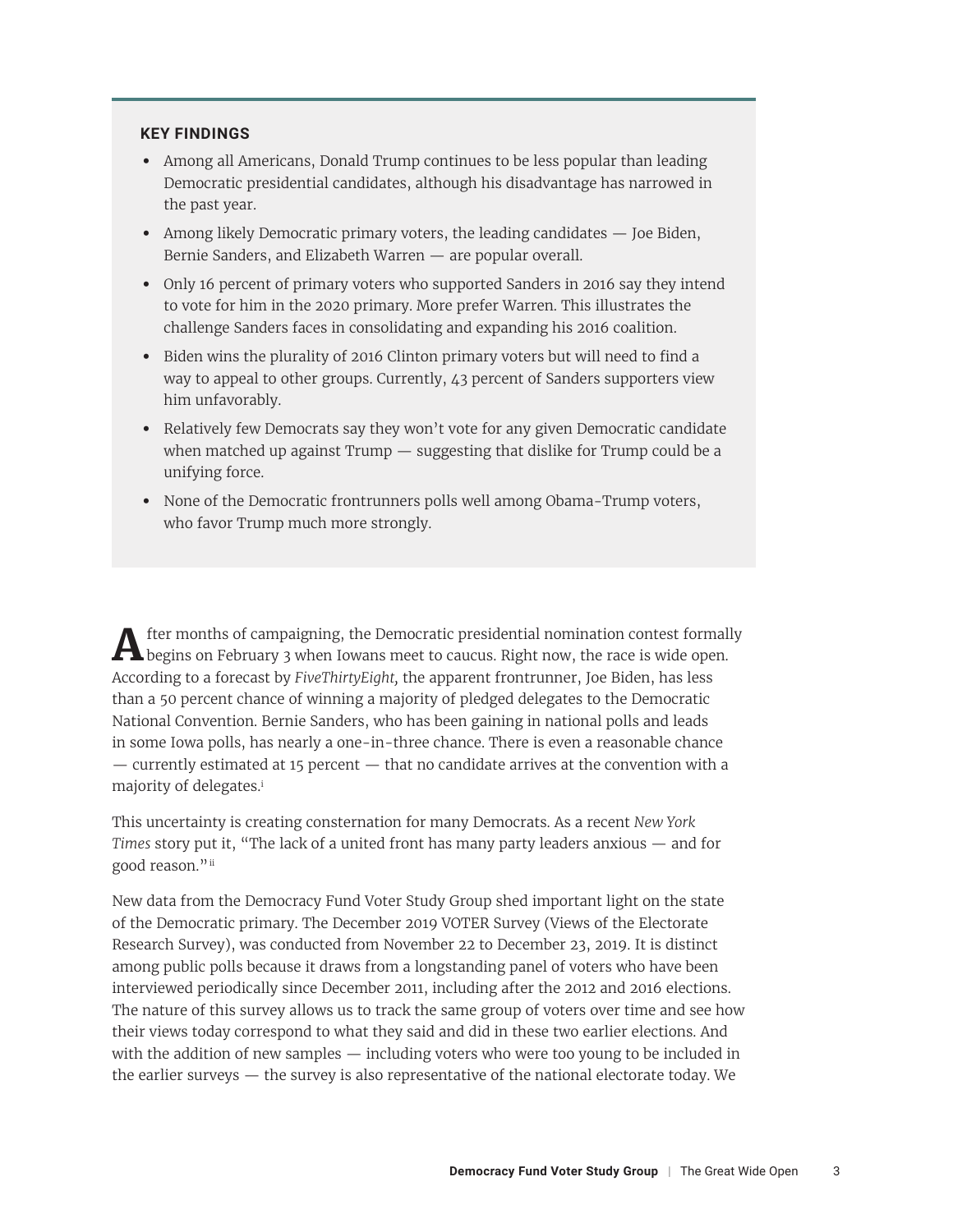**KEY FINDINGS**

- Among all Americans, Donald Trump continues to be less popular than leading Democratic presidential candidates, although his disadvantage has narrowed in the past year.
- Among likely Democratic primary voters, the leading candidates — Joe Biden, Bernie Sanders, and Elizabeth Warren — are popular overall.
- Only 16 percent of primary voters who supported Sanders in 2016 say they intend to vote for him in the 2020 primary. More prefer Warren. This illustrates the challenge Sanders faces in consolidating and expanding his 2016 coalition.
- Biden wins the plurality of 2016 Clinton primary voters but will need to find a way to appeal to other groups. Currently, 43 percent of Sanders supporters view him unfavorably.
- Relatively few Democrats say they won't vote for any given Democratic candidate when matched up against Trump — suggesting that dislike for Trump could be a unifying force.
- None of the Democratic frontrunners polls well among Obama-Trump voters, who favor Trump much more strongly.

After months of campaigning, the Democratic presidential nomination contest formally begins on February 3 when Iowans meet to caucus. Right now, the race is wide open. According to a forecast by *FiveThirtyEight,* the apparent frontrunner, Joe Biden, has less than a 50 percent chance of winning a majority of pledged delegates to the Democratic National Convention. Bernie Sanders, who has been gaining in national polls and leads in some Iowa polls, has nearly a one-in-three chance. There is even a reasonable chance — currently estimated at 15 percent — that no candidate arrives at the convention with a majority of delegates.[i]

This uncertainty is creating consternation for many Democrats. As a recent *New York Times* story put it, "The lack of a united front has many party leaders anxious — and for good reason."[ii]

New data from the Democracy Fund Voter Study Group shed important light on the state of the Democratic primary. The December 2019 VOTER Survey (Views of the Electorate Research Survey), was conducted from November 22 to December 23, 2019. It is distinct among public polls because it draws from a longstanding panel of voters who have been interviewed periodically since December 2011, including after the 2012 and 2016 elections. The nature of this survey allows us to track the same group of voters over time and see how their views today correspond to what they said and did in these two earlier elections. And with the addition of new samples — including voters who were too young to be included in the earlier surveys — the survey is also representative of the national electorate today. We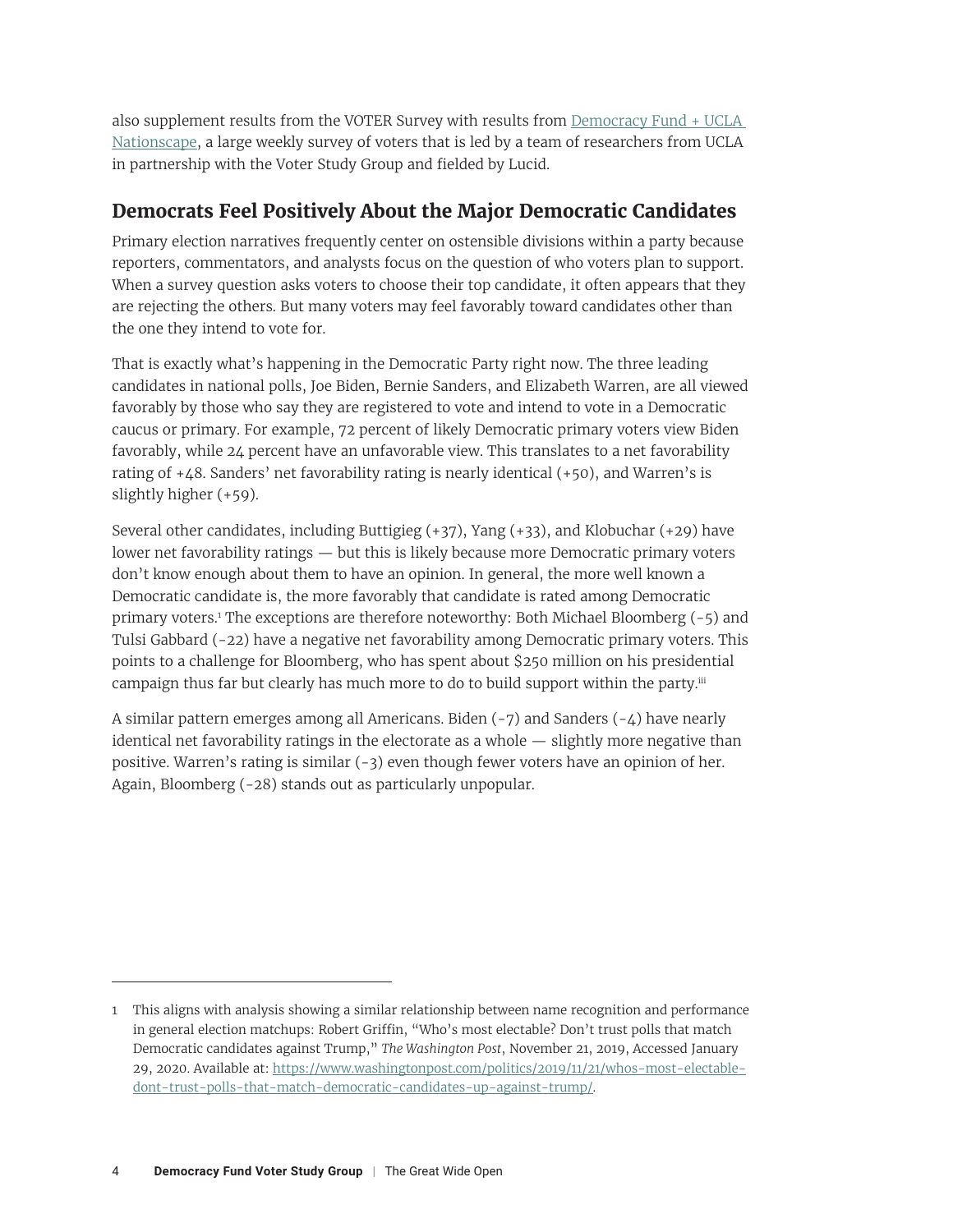also supplement results from the VOTER Survey with results from [Democracy Fund + UCLA Nationscape](), a large weekly survey of voters that is led by a team of researchers from UCLA in partnership with the Voter Study Group and fielded by Lucid.

## Democrats Feel Positively About the Major Democratic Candidates

Primary election narratives frequently center on ostensible divisions within a party because reporters, commentators, and analysts focus on the question of who voters plan to support. When a survey question asks voters to choose their top candidate, it often appears that they are rejecting the others. But many voters may feel favorably toward candidates other than the one they intend to vote for.

That is exactly what's happening in the Democratic Party right now. The three leading candidates in national polls, Joe Biden, Bernie Sanders, and Elizabeth Warren, are all viewed favorably by those who say they are registered to vote and intend to vote in a Democratic caucus or primary. For example, 72 percent of likely Democratic primary voters view Biden favorably, while 24 percent have an unfavorable view. This translates to a net favorability rating of +48. Sanders' net favorability rating is nearly identical (+50), and Warren's is slightly higher (+59).

Several other candidates, including Buttigieg (+37), Yang (+33), and Klobuchar (+29) have lower net favorability ratings — but this is likely because more Democratic primary voters don't know enough about them to have an opinion. In general, the more well known a Democratic candidate is, the more favorably that candidate is rated among Democratic primary voters.[1] The exceptions are therefore noteworthy: Both Michael Bloomberg (-5) and Tulsi Gabbard (-22) have a negative net favorability among Democratic primary voters. This points to a challenge for Bloomberg, who has spent about $250 million on his presidential campaign thus far but clearly has much more to do to build support within the party.[iii]

A similar pattern emerges among all Americans. Biden (-7) and Sanders (-4) have nearly identical net favorability ratings in the electorate as a whole — slightly more negative than positive. Warren's rating is similar (-3) even though fewer voters have an opinion of her. Again, Bloomberg (-28) stands out as particularly unpopular.

---

1 This aligns with analysis showing a similar relationship between name recognition and performance in general election matchups: Robert Griffin, "Who's most electable? Don't trust polls that match Democratic candidates against Trump," *The Washington Post*, November 21, 2019, Accessed January 29, 2020. Available at: https://www.washingtonpost.com/politics/2019/11/21/whos-most-electable-dont-trust-polls-that-match-democratic-candidates-up-against-trump/.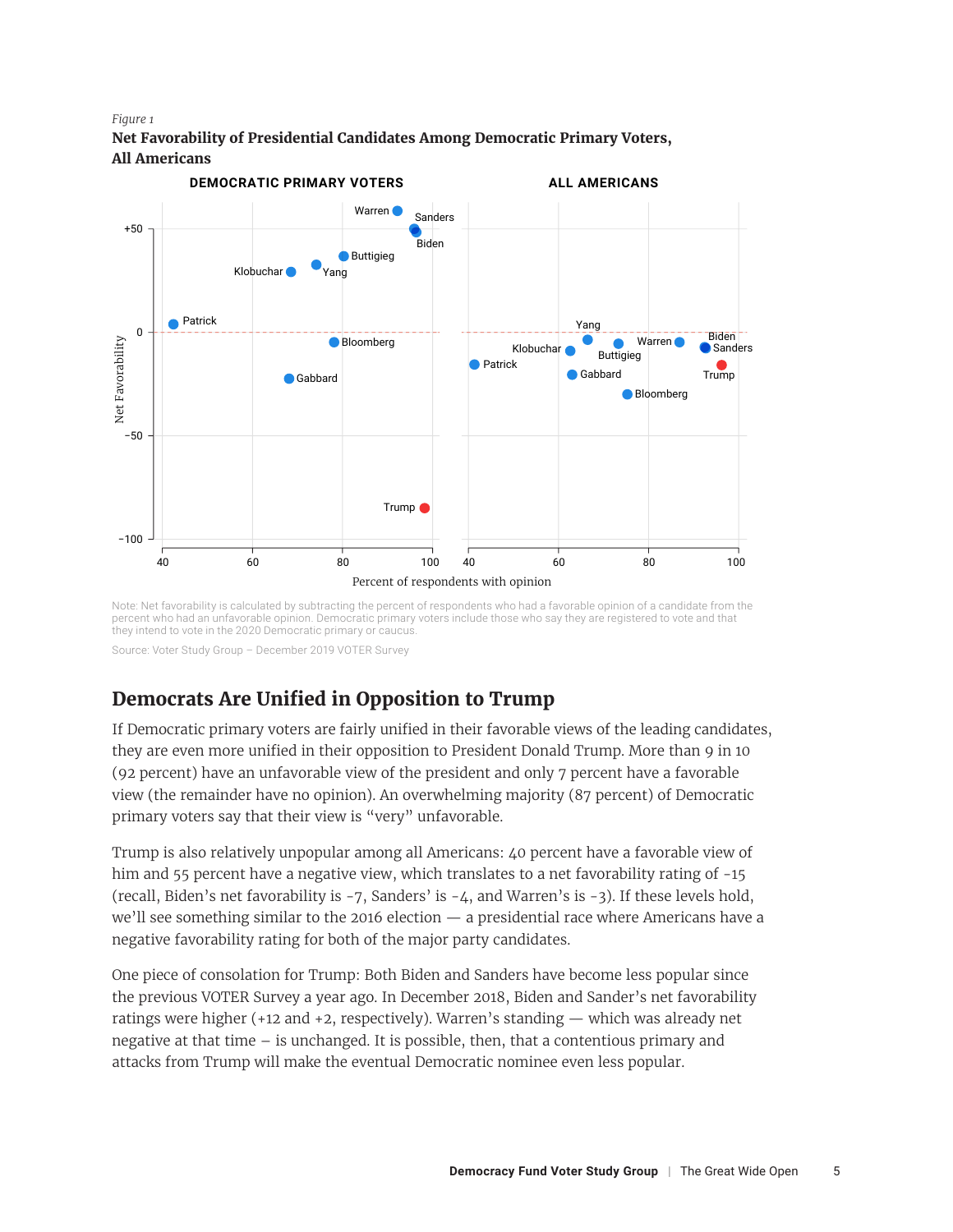*Figure 1*

**Net Favorability of Presidential Candidates Among Democratic Primary Voters, All Americans**

Note: Net favorability is calculated by subtracting the percent of respondents who had a favorable opinion of a candidate from the percent who had an unfavorable opinion. Democratic primary voters include those who say they are registered to vote and that they intend to vote in the 2020 Democratic primary or caucus.

Source: Voter Study Group – December 2019 VOTER Survey

## Democrats Are Unified in Opposition to Trump

If Democratic primary voters are fairly unified in their favorable views of the leading candidates, they are even more unified in their opposition to President Donald Trump. More than 9 in 10 (92 percent) have an unfavorable view of the president and only 7 percent have a favorable view (the remainder have no opinion). An overwhelming majority (87 percent) of Democratic primary voters say that their view is "very" unfavorable.

Trump is also relatively unpopular among all Americans: 40 percent have a favorable view of him and 55 percent have a negative view, which translates to a net favorability rating of -15 (recall, Biden's net favorability is -7, Sanders' is -4, and Warren's is -3). If these levels hold, we'll see something similar to the 2016 election — a presidential race where Americans have a negative favorability rating for both of the major party candidates.

One piece of consolation for Trump: Both Biden and Sanders have become less popular since the previous VOTER Survey a year ago. In December 2018, Biden and Sander's net favorability ratings were higher (+12 and +2, respectively). Warren's standing — which was already net negative at that time – is unchanged. It is possible, then, that a contentious primary and attacks from Trump will make the eventual Democratic nominee even less popular.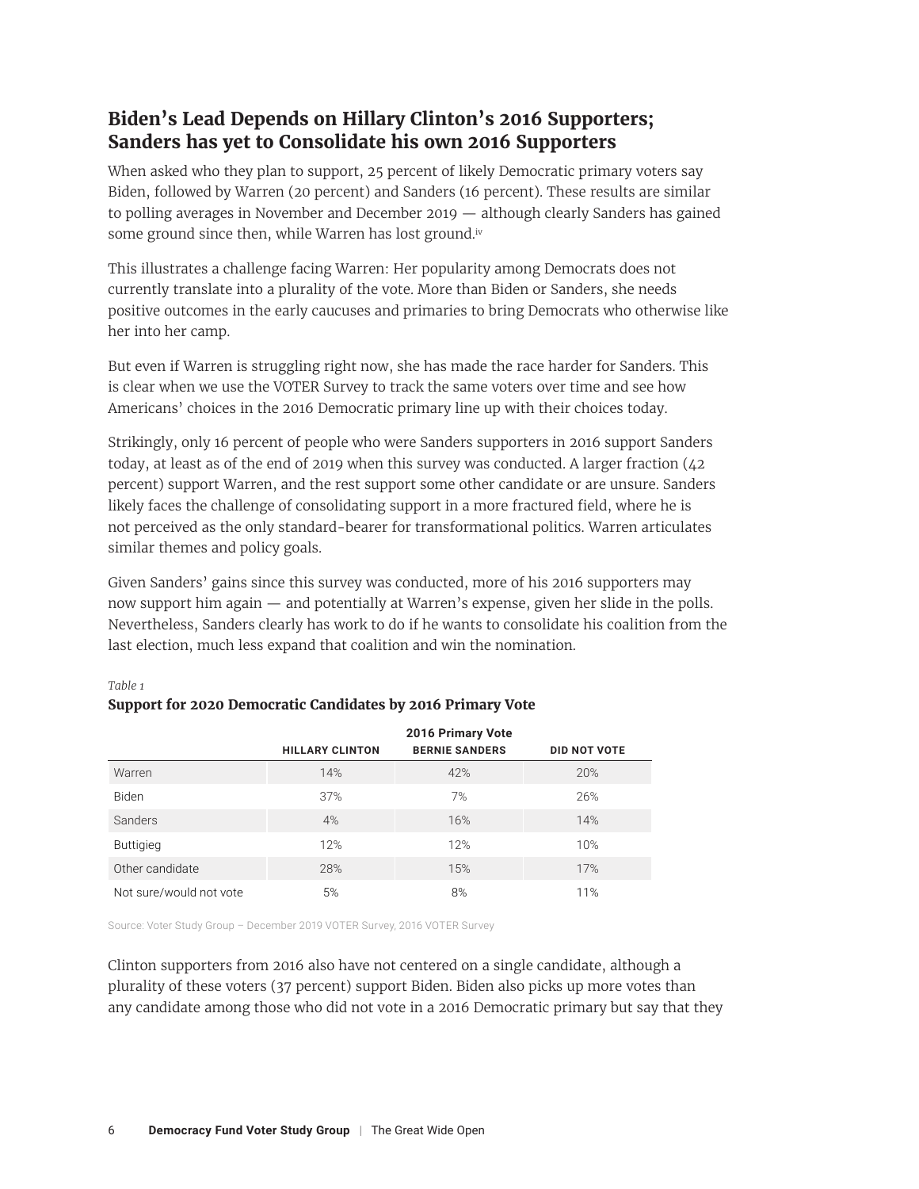## Biden's Lead Depends on Hillary Clinton's 2016 Supporters; Sanders has yet to Consolidate his own 2016 Supporters

When asked who they plan to support, 25 percent of likely Democratic primary voters say Biden, followed by Warren (20 percent) and Sanders (16 percent). These results are similar to polling averages in November and December 2019 — although clearly Sanders has gained some ground since then, while Warren has lost ground.[iv]

This illustrates a challenge facing Warren: Her popularity among Democrats does not currently translate into a plurality of the vote. More than Biden or Sanders, she needs positive outcomes in the early caucuses and primaries to bring Democrats who otherwise like her into her camp.

But even if Warren is struggling right now, she has made the race harder for Sanders. This is clear when we use the VOTER Survey to track the same voters over time and see how Americans' choices in the 2016 Democratic primary line up with their choices today.

Strikingly, only 16 percent of people who were Sanders supporters in 2016 support Sanders today, at least as of the end of 2019 when this survey was conducted. A larger fraction (42 percent) support Warren, and the rest support some other candidate or are unsure. Sanders likely faces the challenge of consolidating support in a more fractured field, where he is not perceived as the only standard-bearer for transformational politics. Warren articulates similar themes and policy goals.

Given Sanders' gains since this survey was conducted, more of his 2016 supporters may now support him again — and potentially at Warren's expense, given her slide in the polls. Nevertheless, Sanders clearly has work to do if he wants to consolidate his coalition from the last election, much less expand that coalition and win the nomination.

*Table 1*

**Support for 2020 Democratic Candidates by 2016 Primary Vote**

| | 2016 Primary Vote | | |
|---|---|---|---|
| | HILLARY CLINTON | BERNIE SANDERS | DID NOT VOTE |
| Warren | 14% | 42% | 20% |
| Biden | 37% | 7% | 26% |
| Sanders | 4% | 16% | 14% |
| Buttigieg | 12% | 12% | 10% |
| Other candidate | 28% | 15% | 17% |
| Not sure/would not vote | 5% | 8% | 11% |

Source: Voter Study Group – December 2019 VOTER Survey, 2016 VOTER Survey

Clinton supporters from 2016 also have not centered on a single candidate, although a plurality of these voters (37 percent) support Biden. Biden also picks up more votes than any candidate among those who did not vote in a 2016 Democratic primary but say that they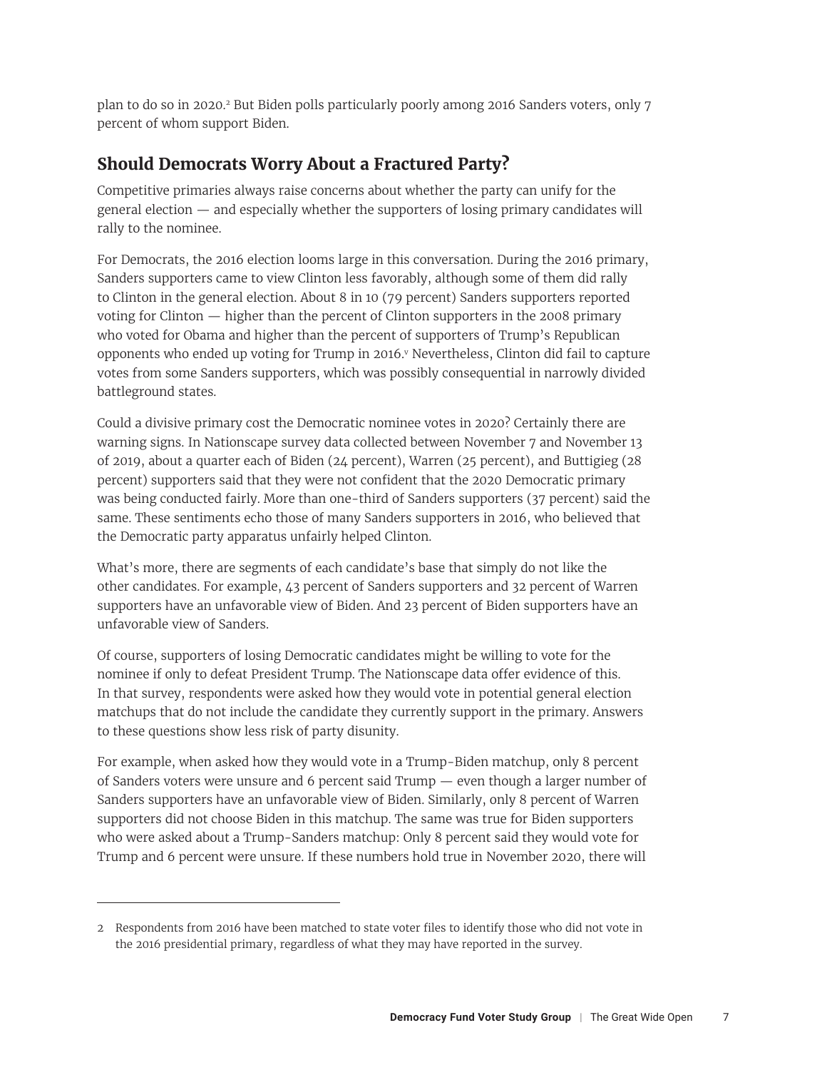plan to do so in 2020.[2] But Biden polls particularly poorly among 2016 Sanders voters, only 7 percent of whom support Biden.

## Should Democrats Worry About a Fractured Party?

Competitive primaries always raise concerns about whether the party can unify for the general election — and especially whether the supporters of losing primary candidates will rally to the nominee.

For Democrats, the 2016 election looms large in this conversation. During the 2016 primary, Sanders supporters came to view Clinton less favorably, although some of them did rally to Clinton in the general election. About 8 in 10 (79 percent) Sanders supporters reported voting for Clinton — higher than the percent of Clinton supporters in the 2008 primary who voted for Obama and higher than the percent of supporters of Trump's Republican opponents who ended up voting for Trump in 2016.[v] Nevertheless, Clinton did fail to capture votes from some Sanders supporters, which was possibly consequential in narrowly divided battleground states.

Could a divisive primary cost the Democratic nominee votes in 2020? Certainly there are warning signs. In Nationscape survey data collected between November 7 and November 13 of 2019, about a quarter each of Biden (24 percent), Warren (25 percent), and Buttigieg (28 percent) supporters said that they were not confident that the 2020 Democratic primary was being conducted fairly. More than one-third of Sanders supporters (37 percent) said the same. These sentiments echo those of many Sanders supporters in 2016, who believed that the Democratic party apparatus unfairly helped Clinton.

What's more, there are segments of each candidate's base that simply do not like the other candidates. For example, 43 percent of Sanders supporters and 32 percent of Warren supporters have an unfavorable view of Biden. And 23 percent of Biden supporters have an unfavorable view of Sanders.

Of course, supporters of losing Democratic candidates might be willing to vote for the nominee if only to defeat President Trump. The Nationscape data offer evidence of this. In that survey, respondents were asked how they would vote in potential general election matchups that do not include the candidate they currently support in the primary. Answers to these questions show less risk of party disunity.

For example, when asked how they would vote in a Trump-Biden matchup, only 8 percent of Sanders voters were unsure and 6 percent said Trump — even though a larger number of Sanders supporters have an unfavorable view of Biden. Similarly, only 8 percent of Warren supporters did not choose Biden in this matchup. The same was true for Biden supporters who were asked about a Trump-Sanders matchup: Only 8 percent said they would vote for Trump and 6 percent were unsure. If these numbers hold true in November 2020, there will

---

2 Respondents from 2016 have been matched to state voter files to identify those who did not vote in the 2016 presidential primary, regardless of what they may have reported in the survey.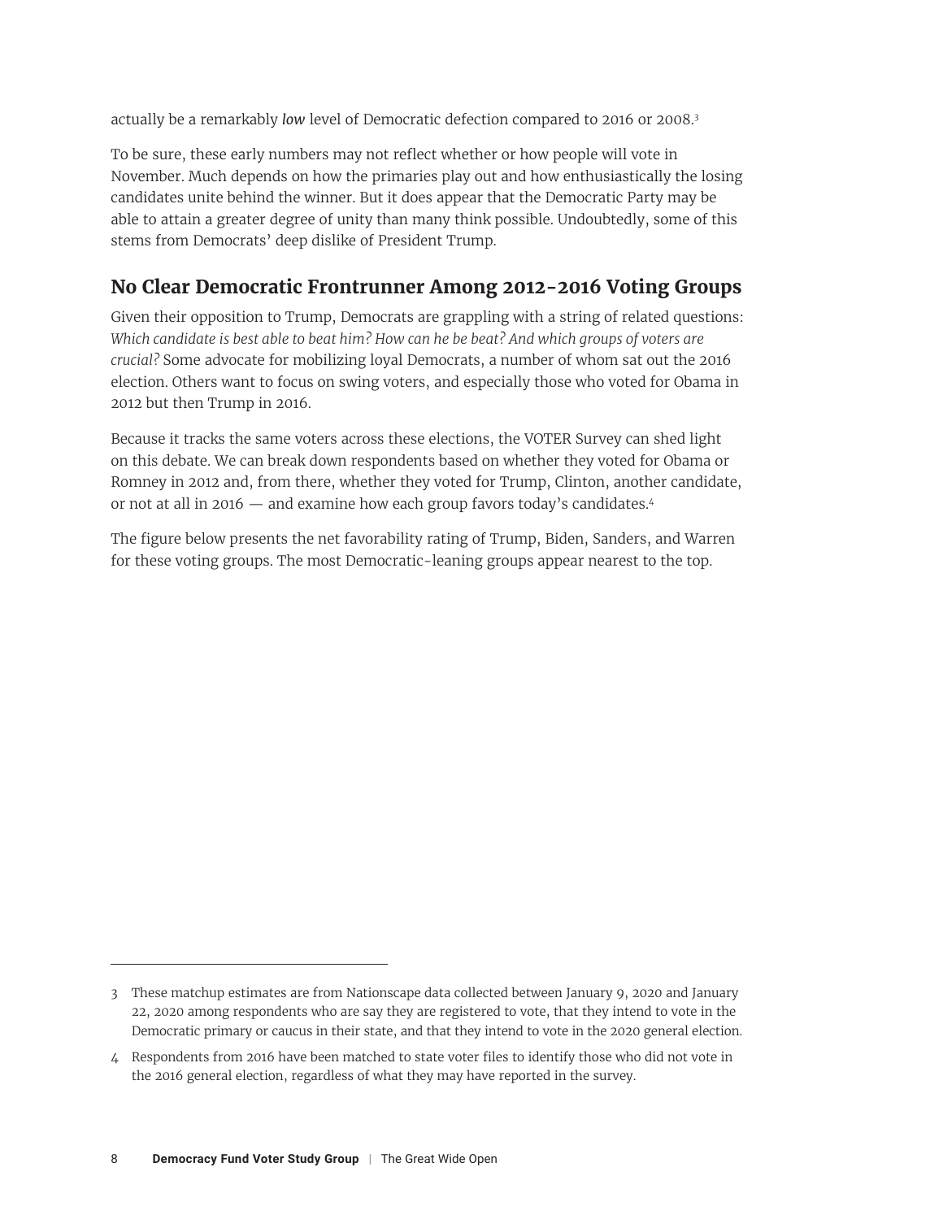actually be a remarkably *low* level of Democratic defection compared to 2016 or 2008.[3]

To be sure, these early numbers may not reflect whether or how people will vote in November. Much depends on how the primaries play out and how enthusiastically the losing candidates unite behind the winner. But it does appear that the Democratic Party may be able to attain a greater degree of unity than many think possible. Undoubtedly, some of this stems from Democrats' deep dislike of President Trump.

## No Clear Democratic Frontrunner Among 2012-2016 Voting Groups

Given their opposition to Trump, Democrats are grappling with a string of related questions: *Which candidate is best able to beat him? How can he be beat? And which groups of voters are crucial?* Some advocate for mobilizing loyal Democrats, a number of whom sat out the 2016 election. Others want to focus on swing voters, and especially those who voted for Obama in 2012 but then Trump in 2016.

Because it tracks the same voters across these elections, the VOTER Survey can shed light on this debate. We can break down respondents based on whether they voted for Obama or Romney in 2012 and, from there, whether they voted for Trump, Clinton, another candidate, or not at all in 2016 — and examine how each group favors today's candidates.[4]

The figure below presents the net favorability rating of Trump, Biden, Sanders, and Warren for these voting groups. The most Democratic-leaning groups appear nearest to the top.

---

3 These matchup estimates are from Nationscape data collected between January 9, 2020 and January 22, 2020 among respondents who are say they are registered to vote, that they intend to vote in the Democratic primary or caucus in their state, and that they intend to vote in the 2020 general election.

4 Respondents from 2016 have been matched to state voter files to identify those who did not vote in the 2016 general election, regardless of what they may have reported in the survey.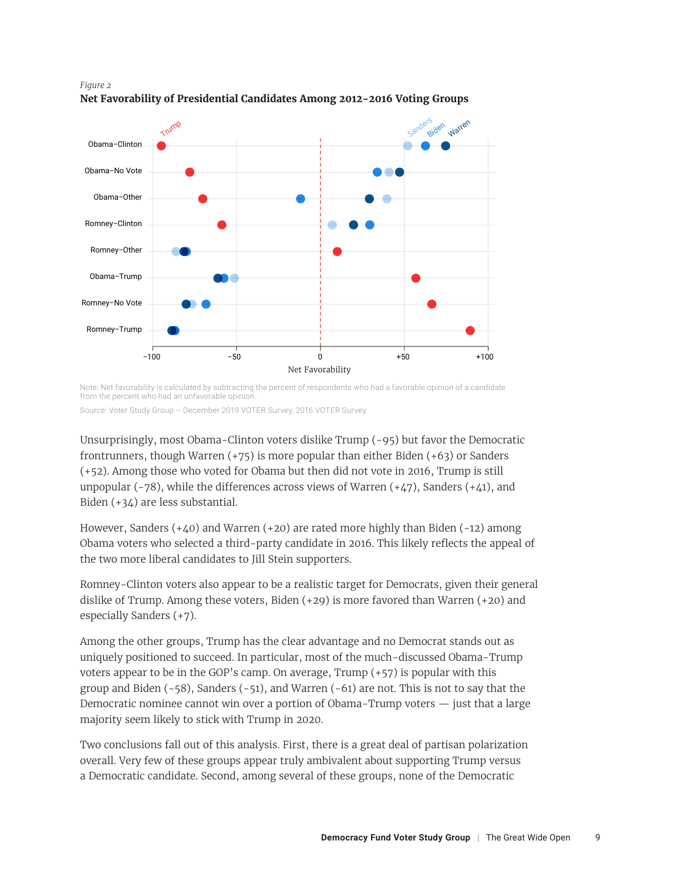*Figure 2*

**Net Favorability of Presidential Candidates Among 2012-2016 Voting Groups**

Note: Net favorability is calculated by subtracting the percent of respondents who had a favorable opinion of a candidate from the percent who had an unfavorable opinion.

Source: Voter Study Group – December 2019 VOTER Survey, 2016 VOTER Survey

Unsurprisingly, most Obama-Clinton voters dislike Trump (-95) but favor the Democratic frontrunners, though Warren (+75) is more popular than either Biden (+63) or Sanders (+52). Among those who voted for Obama but then did not vote in 2016, Trump is still unpopular (-78), while the differences across views of Warren (+47), Sanders (+41), and Biden (+34) are less substantial.

However, Sanders (+40) and Warren (+20) are rated more highly than Biden (-12) among Obama voters who selected a third-party candidate in 2016. This likely reflects the appeal of the two more liberal candidates to Jill Stein supporters.

Romney-Clinton voters also appear to be a realistic target for Democrats, given their general dislike of Trump. Among these voters, Biden (+29) is more favored than Warren (+20) and especially Sanders (+7).

Among the other groups, Trump has the clear advantage and no Democrat stands out as uniquely positioned to succeed. In particular, most of the much-discussed Obama-Trump voters appear to be in the GOP's camp. On average, Trump (+57) is popular with this group and Biden (-58), Sanders (-51), and Warren (-61) are not. This is not to say that the Democratic nominee cannot win over a portion of Obama-Trump voters — just that a large majority seem likely to stick with Trump in 2020.

Two conclusions fall out of this analysis. First, there is a great deal of partisan polarization overall. Very few of these groups appear truly ambivalent about supporting Trump versus a Democratic candidate. Second, among several of these groups, none of the Democratic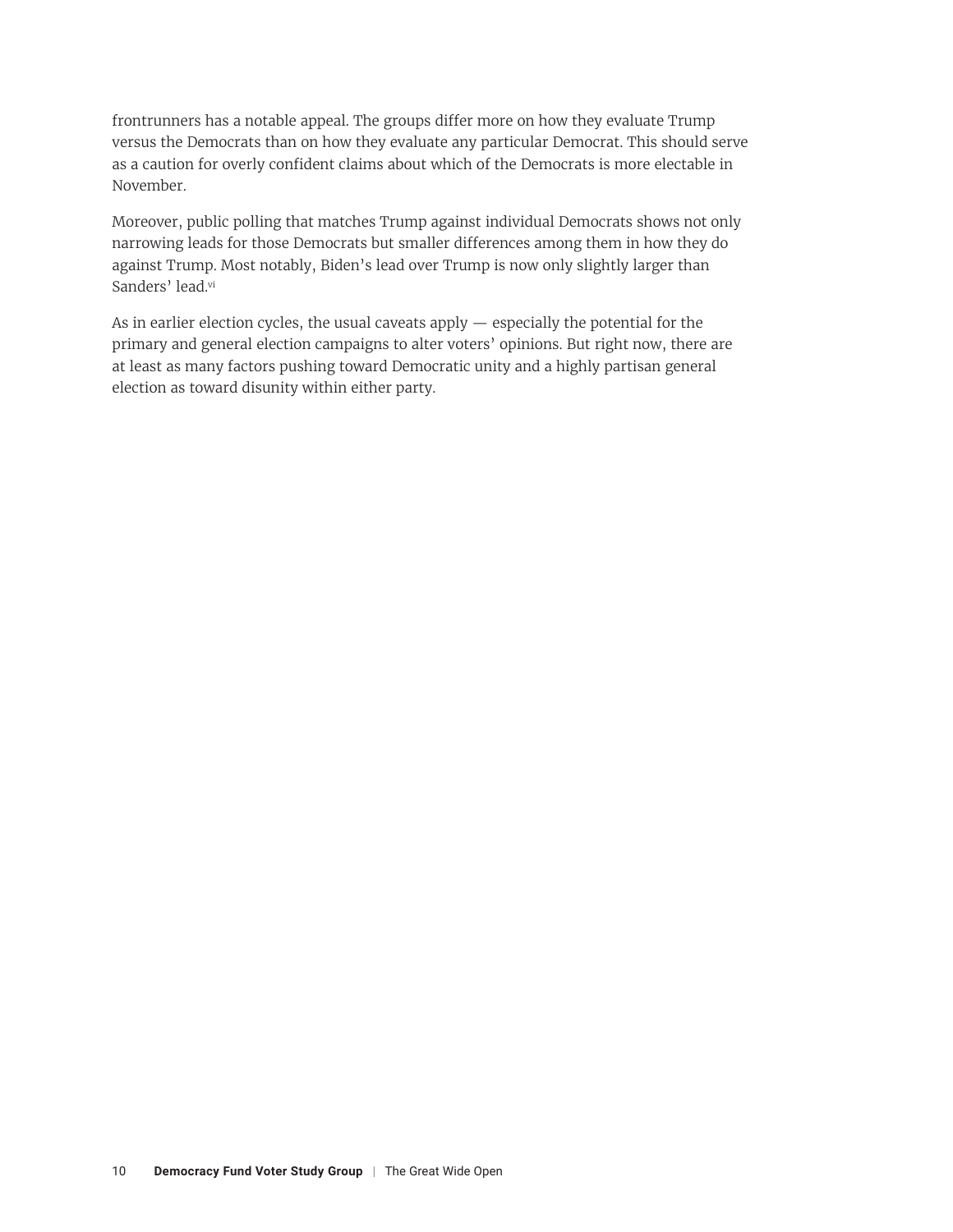frontrunners has a notable appeal. The groups differ more on how they evaluate Trump versus the Democrats than on how they evaluate any particular Democrat. This should serve as a caution for overly confident claims about which of the Democrats is more electable in November.

Moreover, public polling that matches Trump against individual Democrats shows not only narrowing leads for those Democrats but smaller differences among them in how they do against Trump. Most notably, Biden's lead over Trump is now only slightly larger than Sanders' lead.[vi]

As in earlier election cycles, the usual caveats apply — especially the potential for the primary and general election campaigns to alter voters' opinions. But right now, there are at least as many factors pushing toward Democratic unity and a highly partisan general election as toward disunity within either party.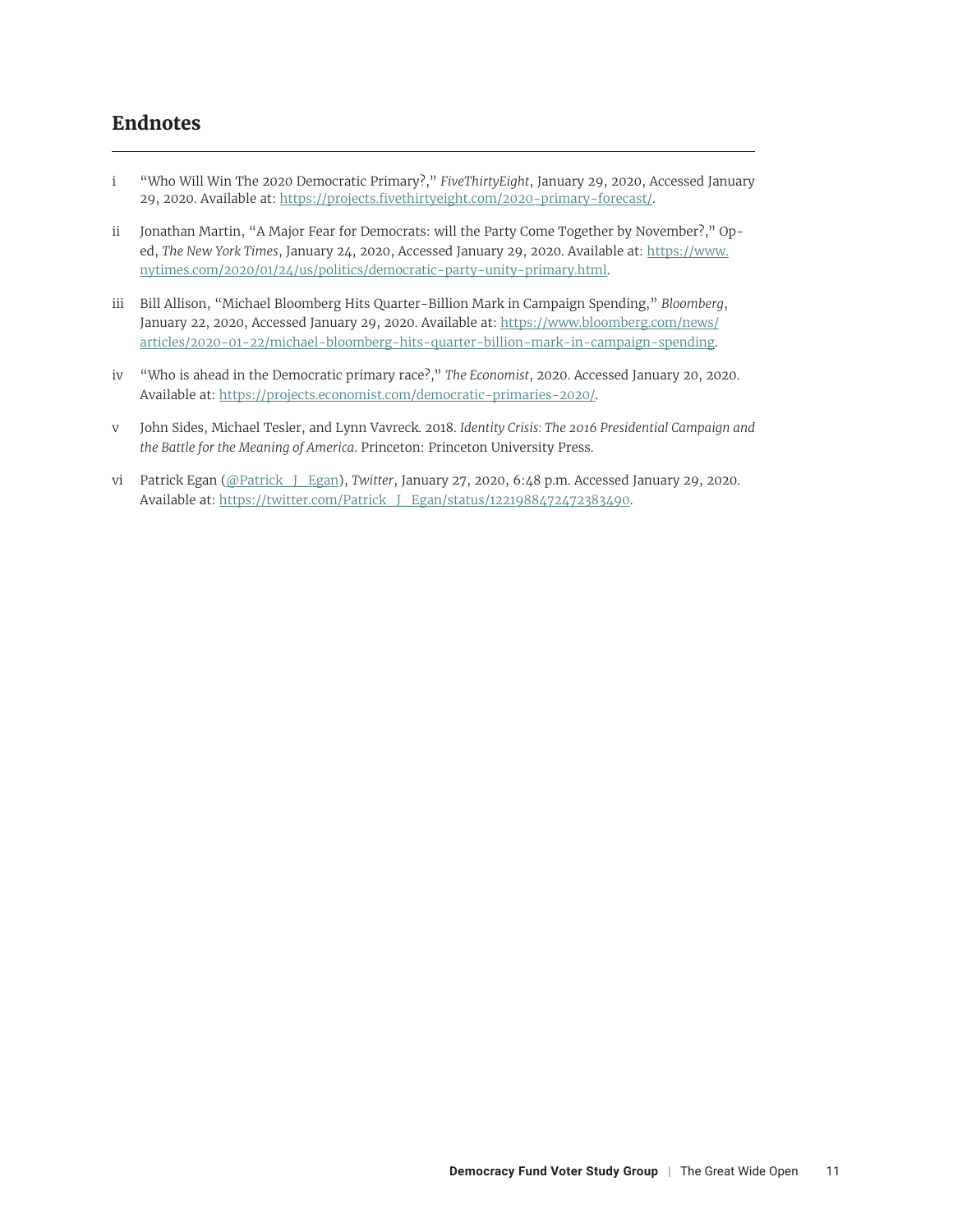## Endnotes

i "Who Will Win The 2020 Democratic Primary?," *FiveThirtyEight*, January 29, 2020, Accessed January 29, 2020. Available at: https://projects.fivethirtyeight.com/2020-primary-forecast/.

ii Jonathan Martin, "A Major Fear for Democrats: will the Party Come Together by November?," Op-ed, *The New York Times*, January 24, 2020, Accessed January 29, 2020. Available at: https://www.nytimes.com/2020/01/24/us/politics/democratic-party-unity-primary.html.

iii Bill Allison, "Michael Bloomberg Hits Quarter-Billion Mark in Campaign Spending," *Bloomberg*, January 22, 2020, Accessed January 29, 2020. Available at: https://www.bloomberg.com/news/articles/2020-01-22/michael-bloomberg-hits-quarter-billion-mark-in-campaign-spending.

iv "Who is ahead in the Democratic primary race?," *The Economist*, 2020. Accessed January 20, 2020. Available at: https://projects.economist.com/democratic-primaries-2020/.

v John Sides, Michael Tesler, and Lynn Vavreck. 2018. *Identity Crisis: The 2016 Presidential Campaign and the Battle for the Meaning of America*. Princeton: Princeton University Press.

vi Patrick Egan (@Patrick_J_Egan), *Twitter*, January 27, 2020, 6:48 p.m. Accessed January 29, 2020. Available at: https://twitter.com/Patrick_J_Egan/status/1221988472472383490.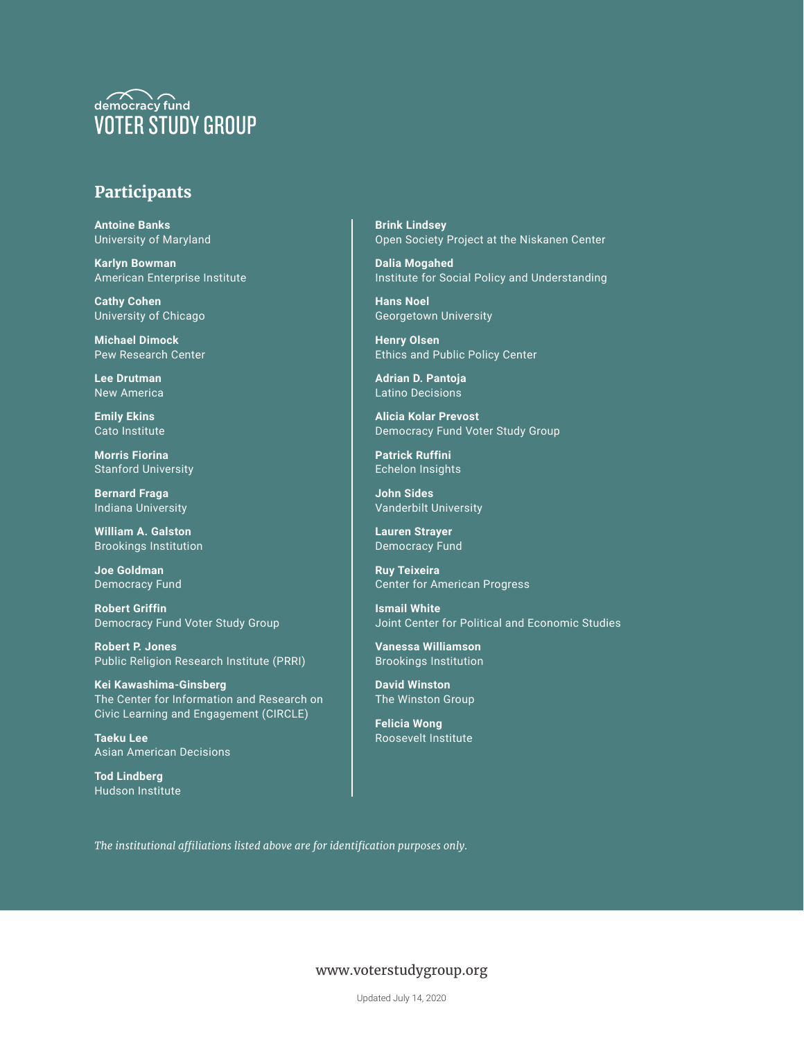democracy fund
VOTER STUDY GROUP

## Participants

**Antoine Banks**
University of Maryland

**Karlyn Bowman**
American Enterprise Institute

**Cathy Cohen**
University of Chicago

**Michael Dimock**
Pew Research Center

**Lee Drutman**
New America

**Emily Ekins**
Cato Institute

**Morris Fiorina**
Stanford University

**Bernard Fraga**
Indiana University

**William A. Galston**
Brookings Institution

**Joe Goldman**
Democracy Fund

**Robert Griffin**
Democracy Fund Voter Study Group

**Robert P. Jones**
Public Religion Research Institute (PRRI)

**Kei Kawashima-Ginsberg**
The Center for Information and Research on Civic Learning and Engagement (CIRCLE)

**Taeku Lee**
Asian American Decisions

**Tod Lindberg**
Hudson Institute

**Brink Lindsey**
Open Society Project at the Niskanen Center

**Dalia Mogahed**
Institute for Social Policy and Understanding

**Hans Noel**
Georgetown University

**Henry Olsen**
Ethics and Public Policy Center

**Adrian D. Pantoja**
Latino Decisions

**Alicia Kolar Prevost**
Democracy Fund Voter Study Group

**Patrick Ruffini**
Echelon Insights

**John Sides**
Vanderbilt University

**Lauren Strayer**
Democracy Fund

**Ruy Teixeira**
Center for American Progress

**Ismail White**
Joint Center for Political and Economic Studies

**Vanessa Williamson**
Brookings Institution

**David Winston**
The Winston Group

**Felicia Wong**
Roosevelt Institute

*The institutional affiliations listed above are for identification purposes only.*

www.voterstudygroup.org

Updated July 14, 2020